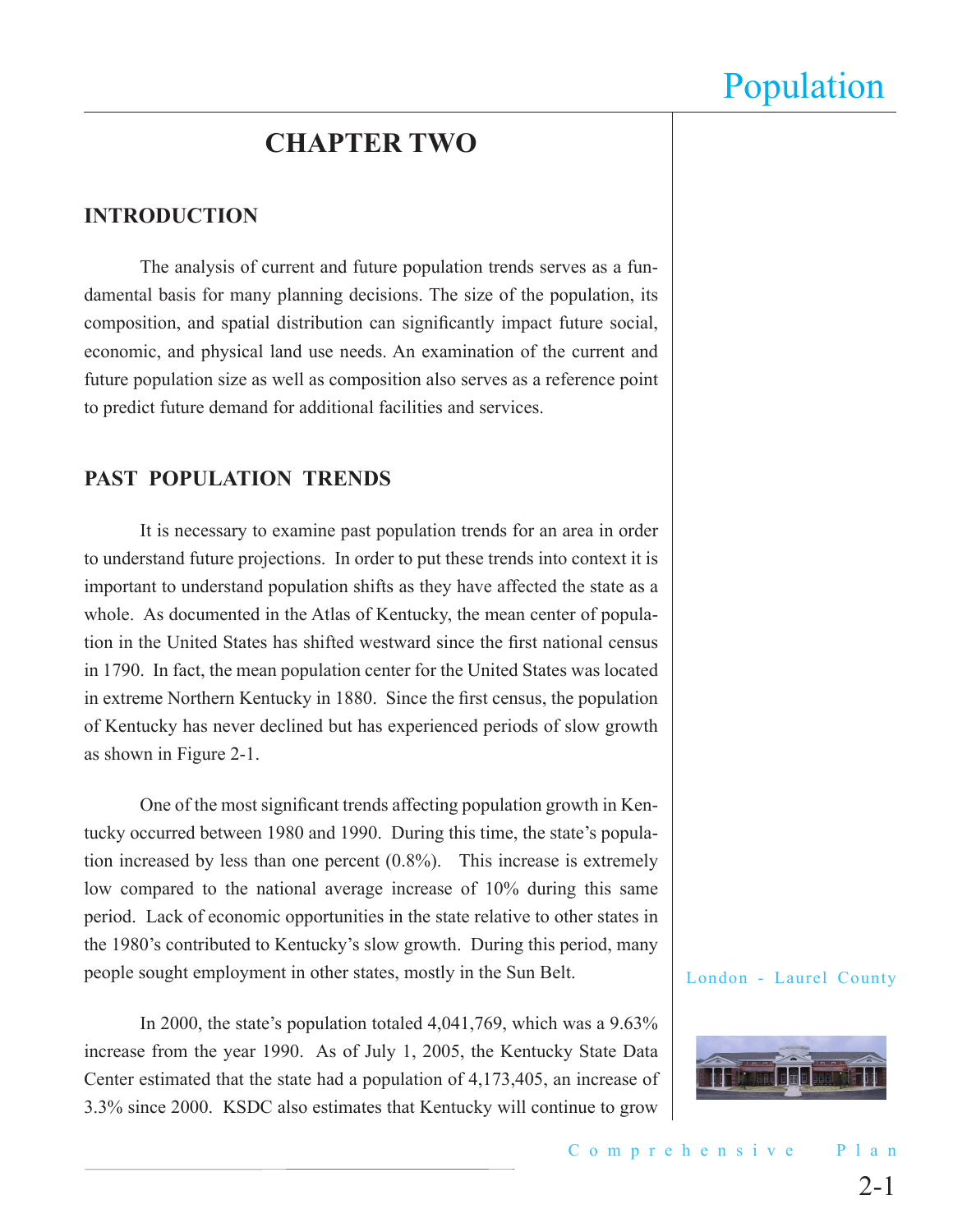# CHAPTER TWO

## INTRODUCTION

The analysis of current and future population trends serves as a fundamental basis for many planning decisions. The size of the population, its composition, and spatial distribution can significantly impact future social, economic, and physical land use needs. An examination of the current and future population size as well as composition also serves as a reference point to predict future demand for additional facilities and services.

## PAST POPULATION TRENDS

It is necessary to examine past population trends for an area in order to understand future projections. In order to put these trends into context it is important to understand population shifts as they have affected the state as a whole. As documented in the Atlas of Kentucky, the mean center of population in the United States has shifted westward since the first national census in 1790. In fact, the mean population center for the United States was located in extreme Northern Kentucky in 1880. Since the first census, the population of Kentucky has never declined but has experienced periods of slow growth as shown in Figure 2-1.

One of the most significant trends affecting population growth in Kentucky occurred between 1980 and 1990. During this time, the state's population increased by less than one percent (0.8%). This increase is extremely low compared to the national average increase of 10% during this same period. Lack of economic opportunities in the state relative to other states in the 1980's contributed to Kentucky's slow growth. During this period, many people sought employment in other states, mostly in the Sun Belt.

In 2000, the state's population totaled 4,041,769, which was a 9.63% increase from the year 1990. As of July 1, 2005, the Kentucky State Data Center estimated that the state had a population of 4,173,405, an increase of 3.3% since 2000. KSDC also estimates that Kentucky will continue to grow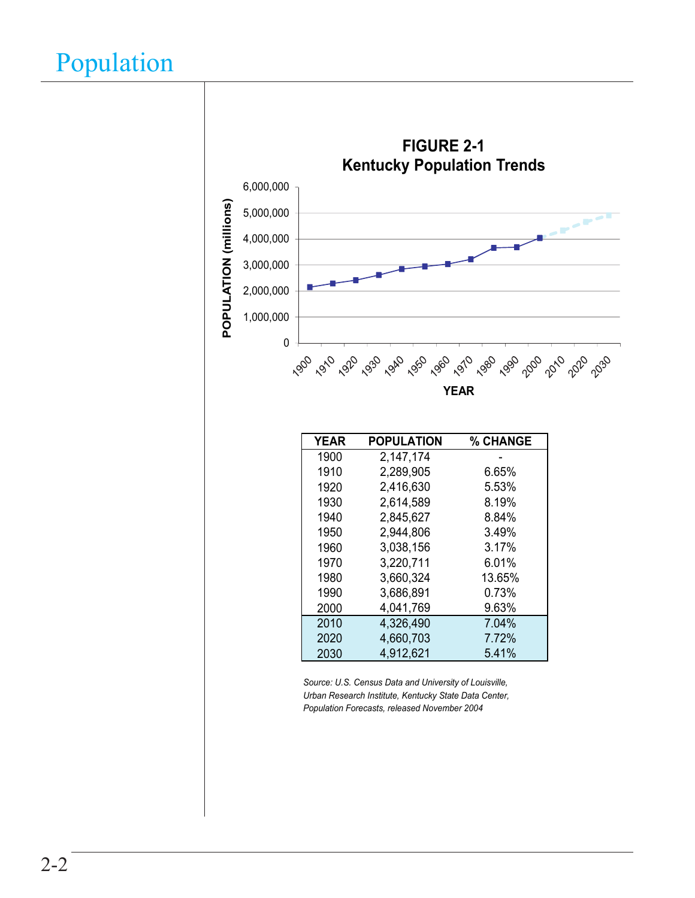# Population

**FIGURE 2-1**
**Kentucky Population Trends**

| YEAR | POPULATION | % CHANGE |
|---|---|---|
| 1900 | 2,147,174 | - |
| 1910 | 2,289,905 | 6.65% |
| 1920 | 2,416,630 | 5.53% |
| 1930 | 2,614,589 | 8.19% |
| 1940 | 2,845,627 | 8.84% |
| 1950 | 2,944,806 | 3.49% |
| 1960 | 3,038,156 | 3.17% |
| 1970 | 3,220,711 | 6.01% |
| 1980 | 3,660,324 | 13.65% |
| 1990 | 3,686,891 | 0.73% |
| 2000 | 4,041,769 | 9.63% |
| 2010 | 4,326,490 | 7.04% |
| 2020 | 4,660,703 | 7.72% |
| 2030 | 4,912,621 | 5.41% |

*Source: U.S. Census Data and University of Louisville, Urban Research Institute, Kentucky State Data Center, Population Forecasts, released November 2004*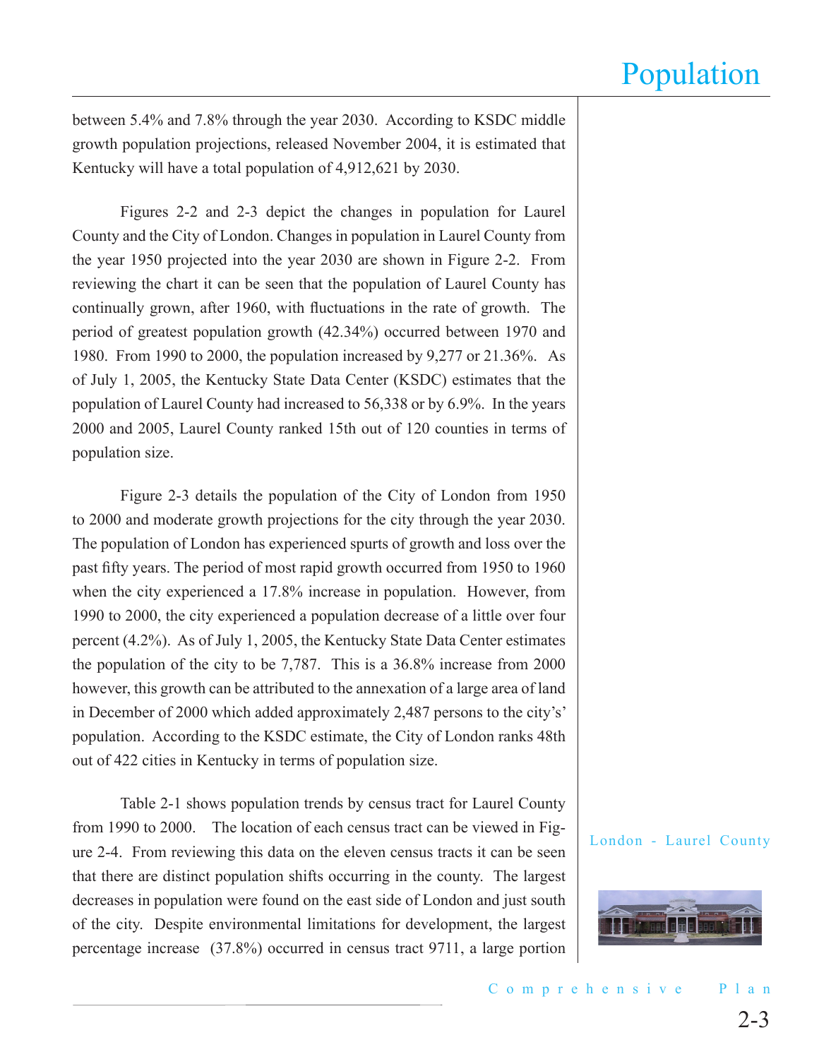between 5.4% and 7.8% through the year 2030. According to KSDC middle growth population projections, released November 2004, it is estimated that Kentucky will have a total population of 4,912,621 by 2030.

Figures 2-2 and 2-3 depict the changes in population for Laurel County and the City of London. Changes in population in Laurel County from the year 1950 projected into the year 2030 are shown in Figure 2-2. From reviewing the chart it can be seen that the population of Laurel County has continually grown, after 1960, with fluctuations in the rate of growth. The period of greatest population growth (42.34%) occurred between 1970 and 1980. From 1990 to 2000, the population increased by 9,277 or 21.36%. As of July 1, 2005, the Kentucky State Data Center (KSDC) estimates that the population of Laurel County had increased to 56,338 or by 6.9%. In the years 2000 and 2005, Laurel County ranked 15th out of 120 counties in terms of population size.

Figure 2-3 details the population of the City of London from 1950 to 2000 and moderate growth projections for the city through the year 2030. The population of London has experienced spurts of growth and loss over the past fifty years. The period of most rapid growth occurred from 1950 to 1960 when the city experienced a 17.8% increase in population. However, from 1990 to 2000, the city experienced a population decrease of a little over four percent (4.2%). As of July 1, 2005, the Kentucky State Data Center estimates the population of the city to be 7,787. This is a 36.8% increase from 2000 however, this growth can be attributed to the annexation of a large area of land in December of 2000 which added approximately 2,487 persons to the city's' population. According to the KSDC estimate, the City of London ranks 48th out of 422 cities in Kentucky in terms of population size.

Table 2-1 shows population trends by census tract for Laurel County from 1990 to 2000. The location of each census tract can be viewed in Figure 2-4. From reviewing this data on the eleven census tracts it can be seen that there are distinct population shifts occurring in the county. The largest decreases in population were found on the east side of London and just south of the city. Despite environmental limitations for development, the largest percentage increase (37.8%) occurred in census tract 9711, a large portion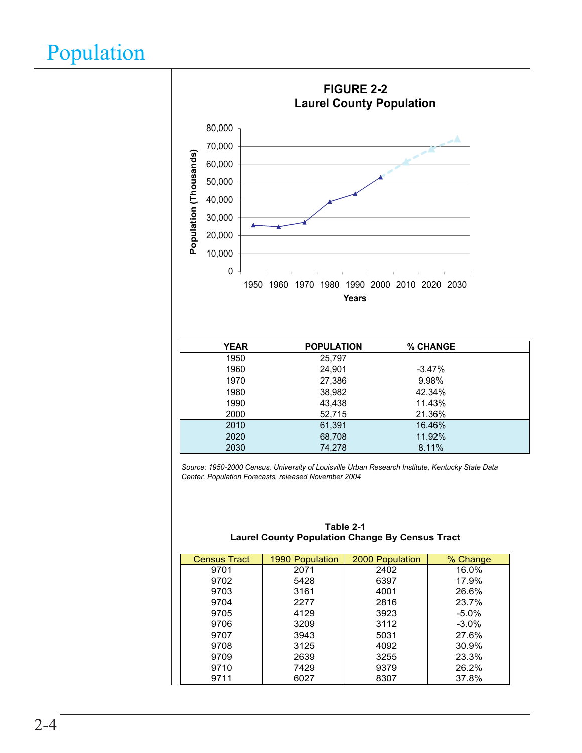# Population

**FIGURE 2-2**
**Laurel County Population**

| YEAR | POPULATION | % CHANGE |
|---|---|---|
| 1950 | 25,797 | |
| 1960 | 24,901 | -3.47% |
| 1970 | 27,386 | 9.98% |
| 1980 | 38,982 | 42.34% |
| 1990 | 43,438 | 11.43% |
| 2000 | 52,715 | 21.36% |
| 2010 | 61,391 | 16.46% |
| 2020 | 68,708 | 11.92% |
| 2030 | 74,278 | 8.11% |

*Source: 1950-2000 Census, University of Louisville Urban Research Institute, Kentucky State Data Center, Population Forecasts, released November 2004*

**Table 2-1**
**Laurel County Population Change By Census Tract**

| Census Tract | 1990 Population | 2000 Population | % Change |
|---|---|---|---|
| 9701 | 2071 | 2402 | 16.0% |
| 9702 | 5428 | 6397 | 17.9% |
| 9703 | 3161 | 4001 | 26.6% |
| 9704 | 2277 | 2816 | 23.7% |
| 9705 | 4129 | 3923 | -5.0% |
| 9706 | 3209 | 3112 | -3.0% |
| 9707 | 3943 | 5031 | 27.6% |
| 9708 | 3125 | 4092 | 30.9% |
| 9709 | 2639 | 3255 | 23.3% |
| 9710 | 7429 | 9379 | 26.2% |
| 9711 | 6027 | 8307 | 37.8% |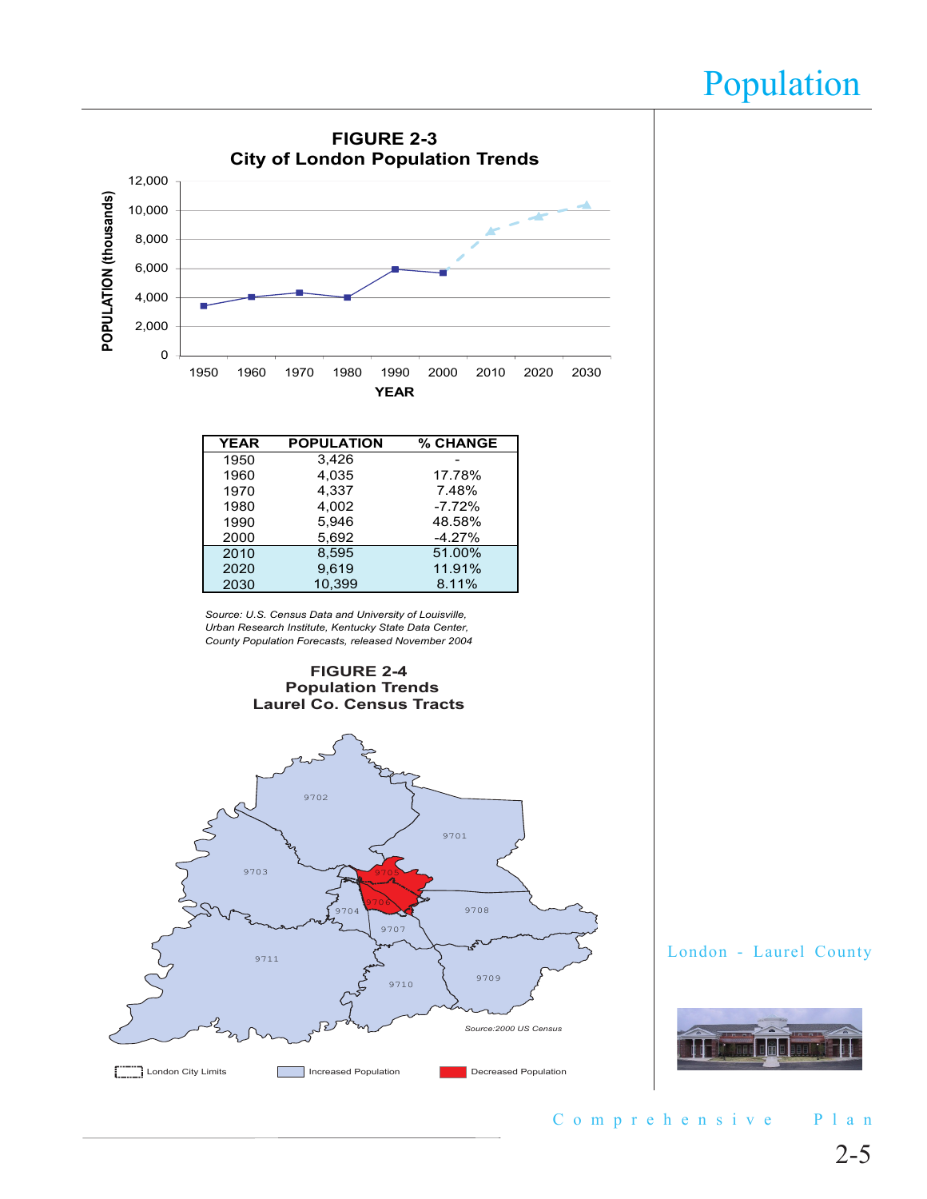# Population

## FIGURE 2-3
## City of London Population Trends

| YEAR | POPULATION | % CHANGE |
|---|---|---|
| 1950 | 3,426 | - |
| 1960 | 4,035 | 17.78% |
| 1970 | 4,337 | 7.48% |
| 1980 | 4,002 | -7.72% |
| 1990 | 5,946 | 48.58% |
| 2000 | 5,692 | -4.27% |
| 2010 | 8,595 | 51.00% |
| 2020 | 9,619 | 11.91% |
| 2030 | 10,399 | 8.11% |

*Source: U.S. Census Data and University of Louisville, Urban Research Institute, Kentucky State Data Center, County Population Forecasts, released November 2004*

## FIGURE 2-4
## Population Trends
## Laurel Co. Census Tracts

*Source:2000 US Census*

London City Limits | Increased Population | Decreased Population

London - Laurel County

Comprehensive Plan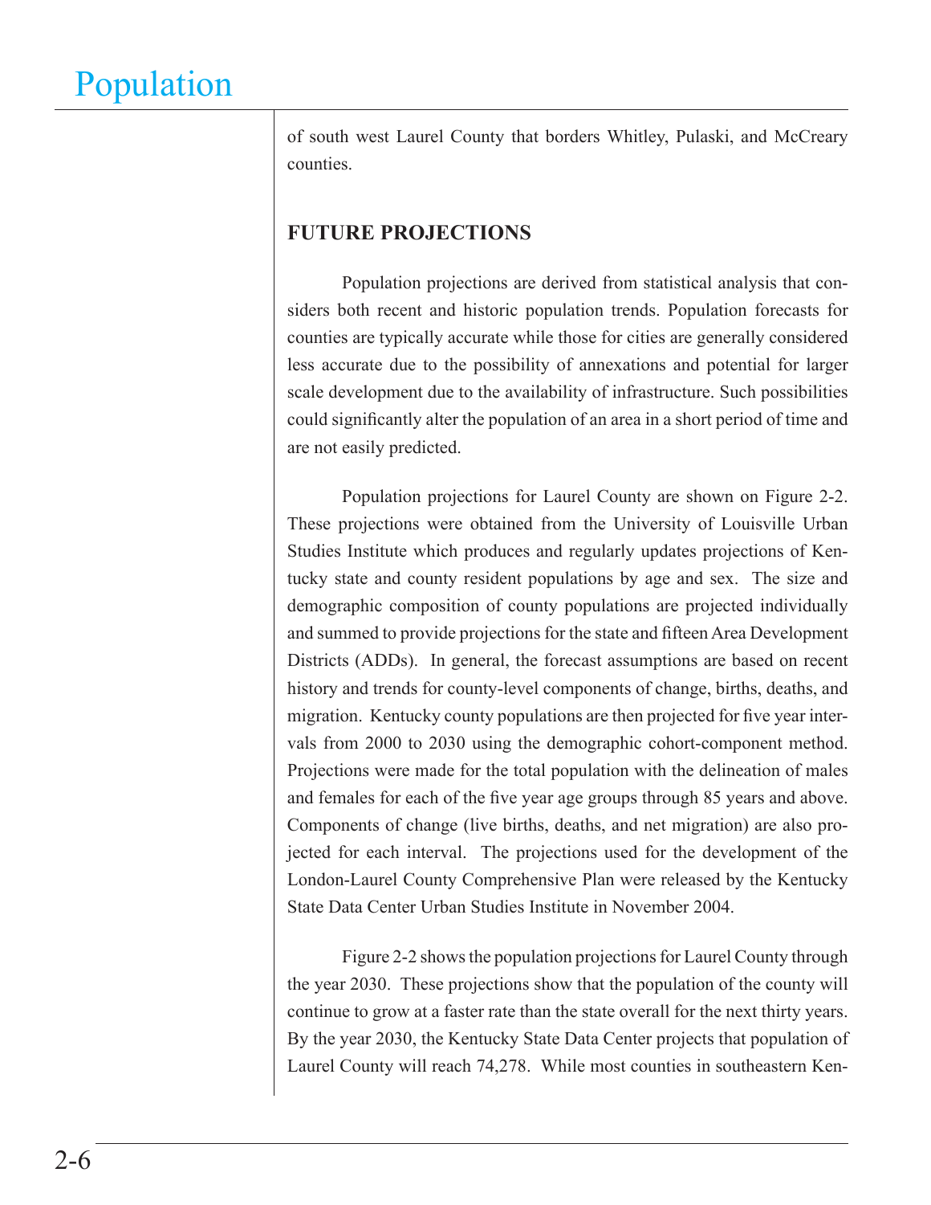of south west Laurel County that borders Whitley, Pulaski, and McCreary counties.

## FUTURE PROJECTIONS

Population projections are derived from statistical analysis that considers both recent and historic population trends. Population forecasts for counties are typically accurate while those for cities are generally considered less accurate due to the possibility of annexations and potential for larger scale development due to the availability of infrastructure. Such possibilities could significantly alter the population of an area in a short period of time and are not easily predicted.

Population projections for Laurel County are shown on Figure 2-2. These projections were obtained from the University of Louisville Urban Studies Institute which produces and regularly updates projections of Kentucky state and county resident populations by age and sex. The size and demographic composition of county populations are projected individually and summed to provide projections for the state and fifteen Area Development Districts (ADDs). In general, the forecast assumptions are based on recent history and trends for county-level components of change, births, deaths, and migration. Kentucky county populations are then projected for five year intervals from 2000 to 2030 using the demographic cohort-component method. Projections were made for the total population with the delineation of males and females for each of the five year age groups through 85 years and above. Components of change (live births, deaths, and net migration) are also projected for each interval. The projections used for the development of the London-Laurel County Comprehensive Plan were released by the Kentucky State Data Center Urban Studies Institute in November 2004.

Figure 2-2 shows the population projections for Laurel County through the year 2030. These projections show that the population of the county will continue to grow at a faster rate than the state overall for the next thirty years. By the year 2030, the Kentucky State Data Center projects that population of Laurel County will reach 74,278. While most counties in southeastern Ken-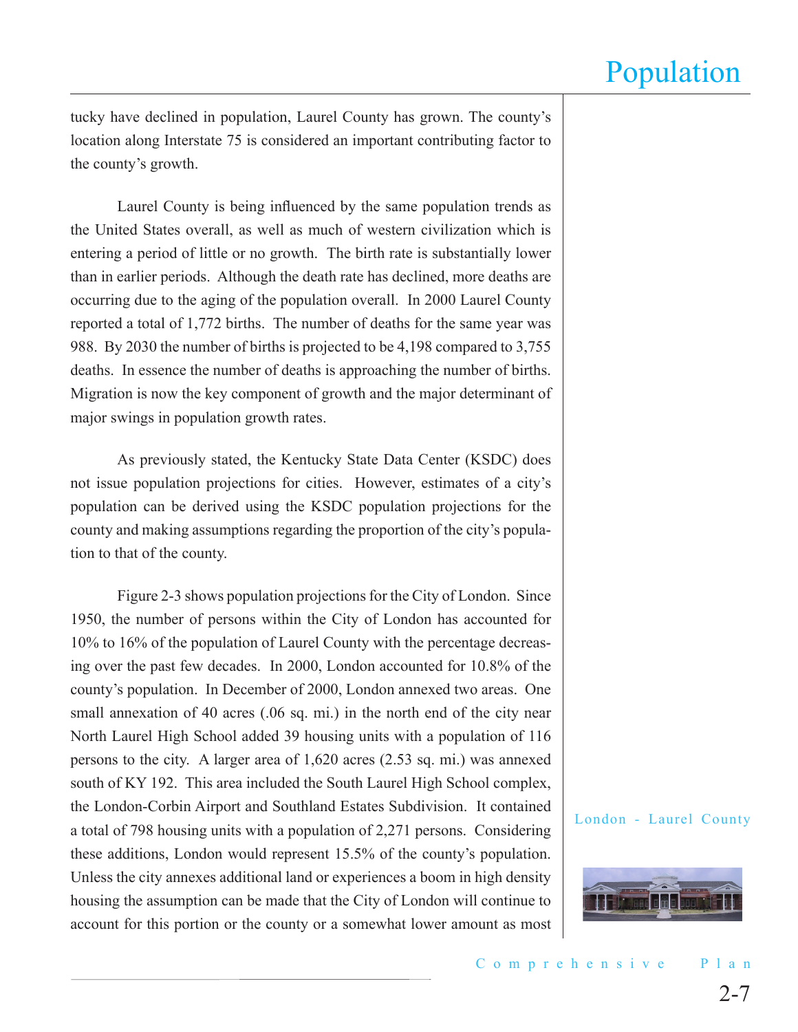tucky have declined in population, Laurel County has grown. The county's location along Interstate 75 is considered an important contributing factor to the county's growth.

Laurel County is being influenced by the same population trends as the United States overall, as well as much of western civilization which is entering a period of little or no growth. The birth rate is substantially lower than in earlier periods. Although the death rate has declined, more deaths are occurring due to the aging of the population overall. In 2000 Laurel County reported a total of 1,772 births. The number of deaths for the same year was 988. By 2030 the number of births is projected to be 4,198 compared to 3,755 deaths. In essence the number of deaths is approaching the number of births. Migration is now the key component of growth and the major determinant of major swings in population growth rates.

As previously stated, the Kentucky State Data Center (KSDC) does not issue population projections for cities. However, estimates of a city's population can be derived using the KSDC population projections for the county and making assumptions regarding the proportion of the city's population to that of the county.

Figure 2-3 shows population projections for the City of London. Since 1950, the number of persons within the City of London has accounted for 10% to 16% of the population of Laurel County with the percentage decreasing over the past few decades. In 2000, London accounted for 10.8% of the county's population. In December of 2000, London annexed two areas. One small annexation of 40 acres (.06 sq. mi.) in the north end of the city near North Laurel High School added 39 housing units with a population of 116 persons to the city. A larger area of 1,620 acres (2.53 sq. mi.) was annexed south of KY 192. This area included the South Laurel High School complex, the London-Corbin Airport and Southland Estates Subdivision. It contained a total of 798 housing units with a population of 2,271 persons. Considering these additions, London would represent 15.5% of the county's population. Unless the city annexes additional land or experiences a boom in high density housing the assumption can be made that the City of London will continue to account for this portion or the county or a somewhat lower amount as most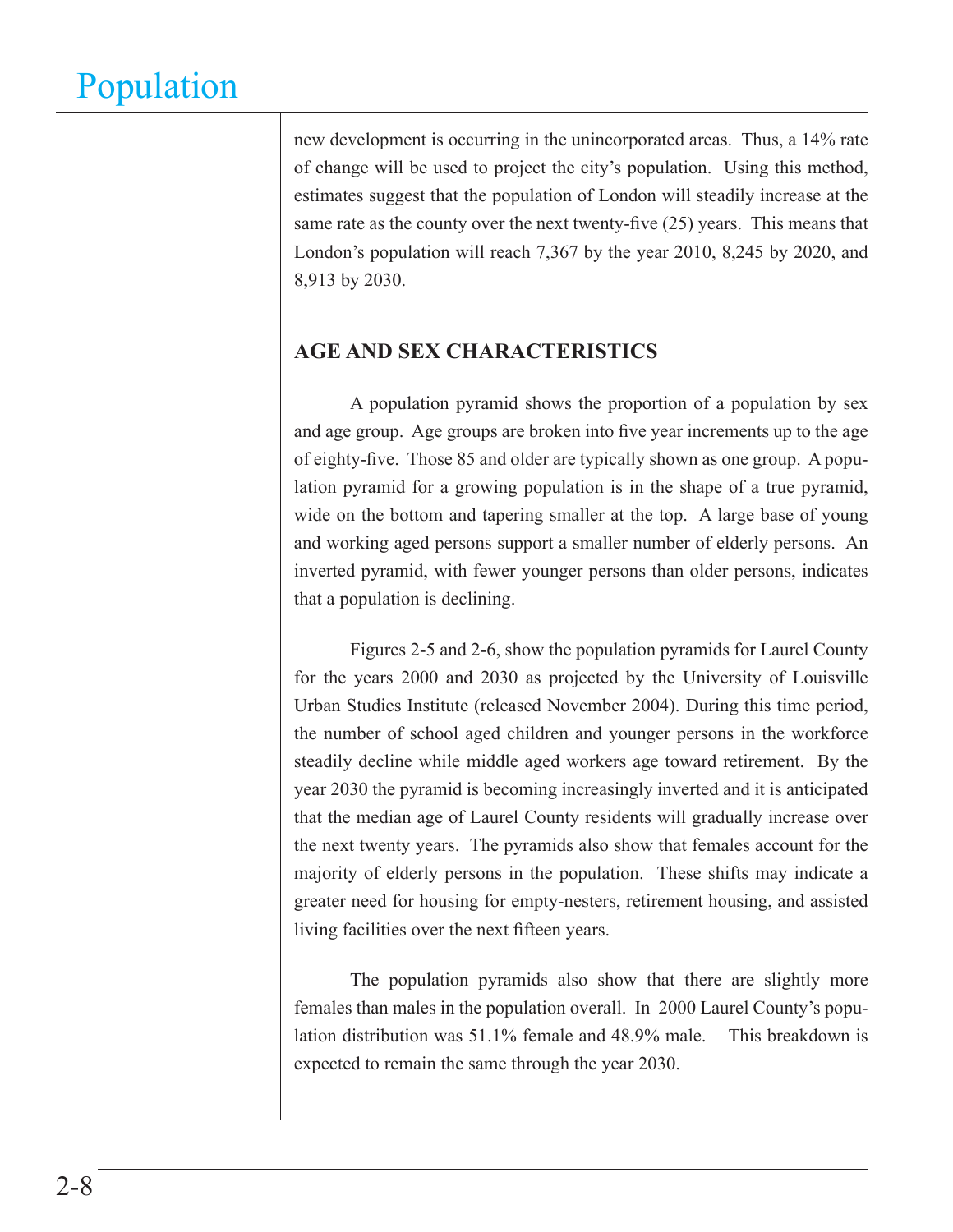new development is occurring in the unincorporated areas. Thus, a 14% rate of change will be used to project the city's population. Using this method, estimates suggest that the population of London will steadily increase at the same rate as the county over the next twenty-five (25) years. This means that London's population will reach 7,367 by the year 2010, 8,245 by 2020, and 8,913 by 2030.

## AGE AND SEX CHARACTERISTICS

A population pyramid shows the proportion of a population by sex and age group. Age groups are broken into five year increments up to the age of eighty-five. Those 85 and older are typically shown as one group. A population pyramid for a growing population is in the shape of a true pyramid, wide on the bottom and tapering smaller at the top. A large base of young and working aged persons support a smaller number of elderly persons. An inverted pyramid, with fewer younger persons than older persons, indicates that a population is declining.

Figures 2-5 and 2-6, show the population pyramids for Laurel County for the years 2000 and 2030 as projected by the University of Louisville Urban Studies Institute (released November 2004). During this time period, the number of school aged children and younger persons in the workforce steadily decline while middle aged workers age toward retirement. By the year 2030 the pyramid is becoming increasingly inverted and it is anticipated that the median age of Laurel County residents will gradually increase over the next twenty years. The pyramids also show that females account for the majority of elderly persons in the population. These shifts may indicate a greater need for housing for empty-nesters, retirement housing, and assisted living facilities over the next fifteen years.

The population pyramids also show that there are slightly more females than males in the population overall. In 2000 Laurel County's population distribution was 51.1% female and 48.9% male. This breakdown is expected to remain the same through the year 2030.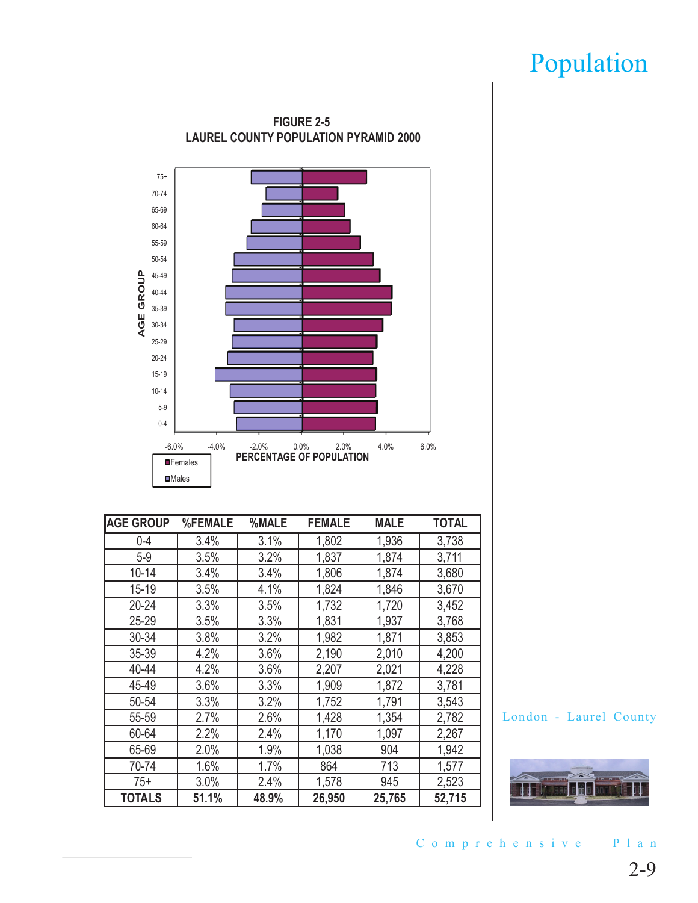**FIGURE 2-5**
**LAUREL COUNTY POPULATION PYRAMID 2000**

| AGE GROUP | %FEMALE | %MALE | FEMALE | MALE | TOTAL |
|---|---|---|---|---|---|
| 0-4 | 3.4% | 3.1% | 1,802 | 1,936 | 3,738 |
| 5-9 | 3.5% | 3.2% | 1,837 | 1,874 | 3,711 |
| 10-14 | 3.4% | 3.4% | 1,806 | 1,874 | 3,680 |
| 15-19 | 3.5% | 4.1% | 1,824 | 1,846 | 3,670 |
| 20-24 | 3.3% | 3.5% | 1,732 | 1,720 | 3,452 |
| 25-29 | 3.5% | 3.3% | 1,831 | 1,937 | 3,768 |
| 30-34 | 3.8% | 3.2% | 1,982 | 1,871 | 3,853 |
| 35-39 | 4.2% | 3.6% | 2,190 | 2,010 | 4,200 |
| 40-44 | 4.2% | 3.6% | 2,207 | 2,021 | 4,228 |
| 45-49 | 3.6% | 3.3% | 1,909 | 1,872 | 3,781 |
| 50-54 | 3.3% | 3.2% | 1,752 | 1,791 | 3,543 |
| 55-59 | 2.7% | 2.6% | 1,428 | 1,354 | 2,782 |
| 60-64 | 2.2% | 2.4% | 1,170 | 1,097 | 2,267 |
| 65-69 | 2.0% | 1.9% | 1,038 | 904 | 1,942 |
| 70-74 | 1.6% | 1.7% | 864 | 713 | 1,577 |
| 75+ | 3.0% | 2.4% | 1,578 | 945 | 2,523 |
| **TOTALS** | **51.1%** | **48.9%** | **26,950** | **25,765** | **52,715** |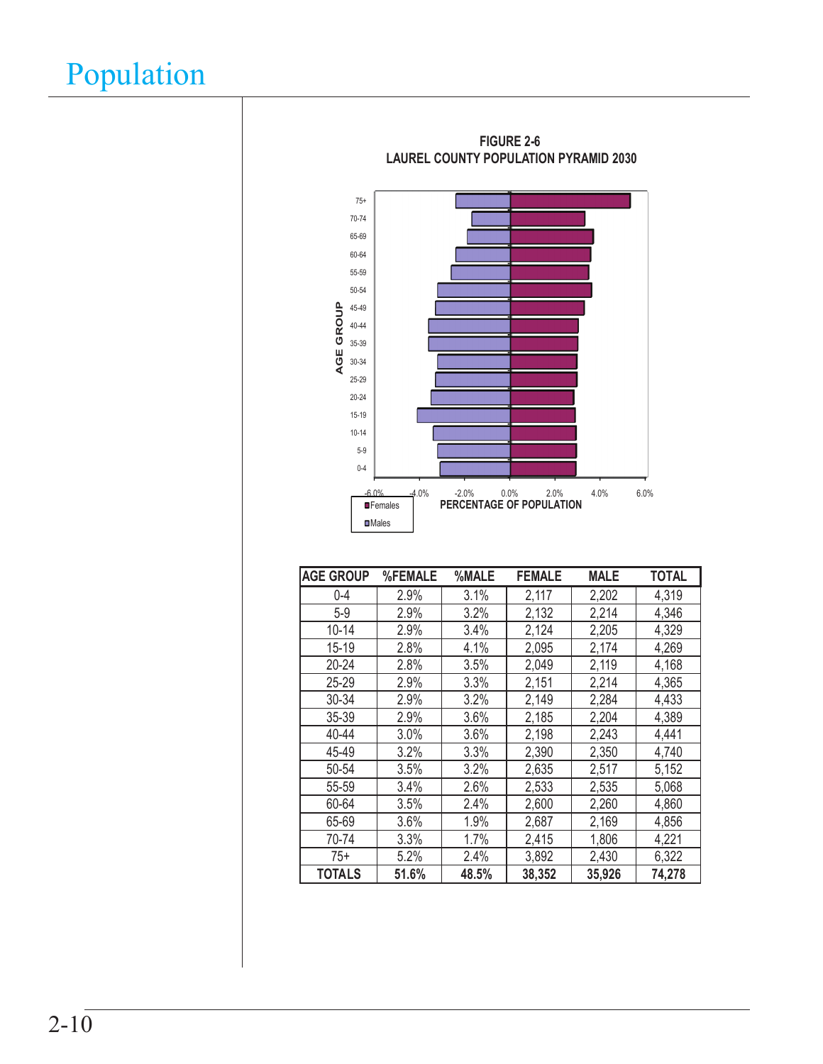# Population

**FIGURE 2-6**
**LAUREL COUNTY POPULATION PYRAMID 2030**

| AGE GROUP | %FEMALE | %MALE | FEMALE | MALE | TOTAL |
|---|---|---|---|---|---|
| 0-4 | 2.9% | 3.1% | 2,117 | 2,202 | 4,319 |
| 5-9 | 2.9% | 3.2% | 2,132 | 2,214 | 4,346 |
| 10-14 | 2.9% | 3.4% | 2,124 | 2,205 | 4,329 |
| 15-19 | 2.8% | 4.1% | 2,095 | 2,174 | 4,269 |
| 20-24 | 2.8% | 3.5% | 2,049 | 2,119 | 4,168 |
| 25-29 | 2.9% | 3.3% | 2,151 | 2,214 | 4,365 |
| 30-34 | 2.9% | 3.2% | 2,149 | 2,284 | 4,433 |
| 35-39 | 2.9% | 3.6% | 2,185 | 2,204 | 4,389 |
| 40-44 | 3.0% | 3.6% | 2,198 | 2,243 | 4,441 |
| 45-49 | 3.2% | 3.3% | 2,390 | 2,350 | 4,740 |
| 50-54 | 3.5% | 3.2% | 2,635 | 2,517 | 5,152 |
| 55-59 | 3.4% | 2.6% | 2,533 | 2,535 | 5,068 |
| 60-64 | 3.5% | 2.4% | 2,600 | 2,260 | 4,860 |
| 65-69 | 3.6% | 1.9% | 2,687 | 2,169 | 4,856 |
| 70-74 | 3.3% | 1.7% | 2,415 | 1,806 | 4,221 |
| 75+ | 5.2% | 2.4% | 3,892 | 2,430 | 6,322 |
| **TOTALS** | **51.6%** | **48.5%** | **38,352** | **35,926** | **74,278** |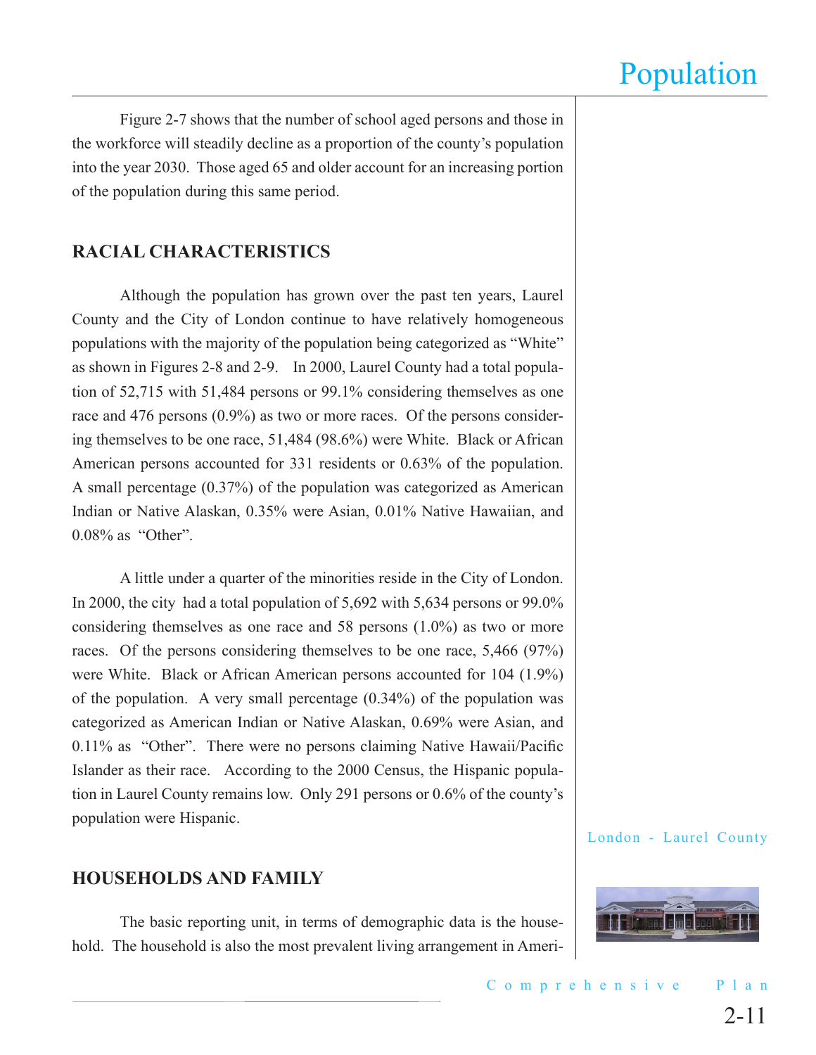Figure 2-7 shows that the number of school aged persons and those in the workforce will steadily decline as a proportion of the county's population into the year 2030. Those aged 65 and older account for an increasing portion of the population during this same period.

## RACIAL CHARACTERISTICS

Although the population has grown over the past ten years, Laurel County and the City of London continue to have relatively homogeneous populations with the majority of the population being categorized as "White" as shown in Figures 2-8 and 2-9. In 2000, Laurel County had a total population of 52,715 with 51,484 persons or 99.1% considering themselves as one race and 476 persons (0.9%) as two or more races. Of the persons considering themselves to be one race, 51,484 (98.6%) were White. Black or African American persons accounted for 331 residents or 0.63% of the population. A small percentage (0.37%) of the population was categorized as American Indian or Native Alaskan, 0.35% were Asian, 0.01% Native Hawaiian, and 0.08% as "Other".

A little under a quarter of the minorities reside in the City of London. In 2000, the city had a total population of 5,692 with 5,634 persons or 99.0% considering themselves as one race and 58 persons (1.0%) as two or more races. Of the persons considering themselves to be one race, 5,466 (97%) were White. Black or African American persons accounted for 104 (1.9%) of the population. A very small percentage (0.34%) of the population was categorized as American Indian or Native Alaskan, 0.69% were Asian, and 0.11% as "Other". There were no persons claiming Native Hawaii/Pacific Islander as their race. According to the 2000 Census, the Hispanic population in Laurel County remains low. Only 291 persons or 0.6% of the county's population were Hispanic.

## HOUSEHOLDS AND FAMILY

The basic reporting unit, in terms of demographic data is the household. The household is also the most prevalent living arrangement in Ameri-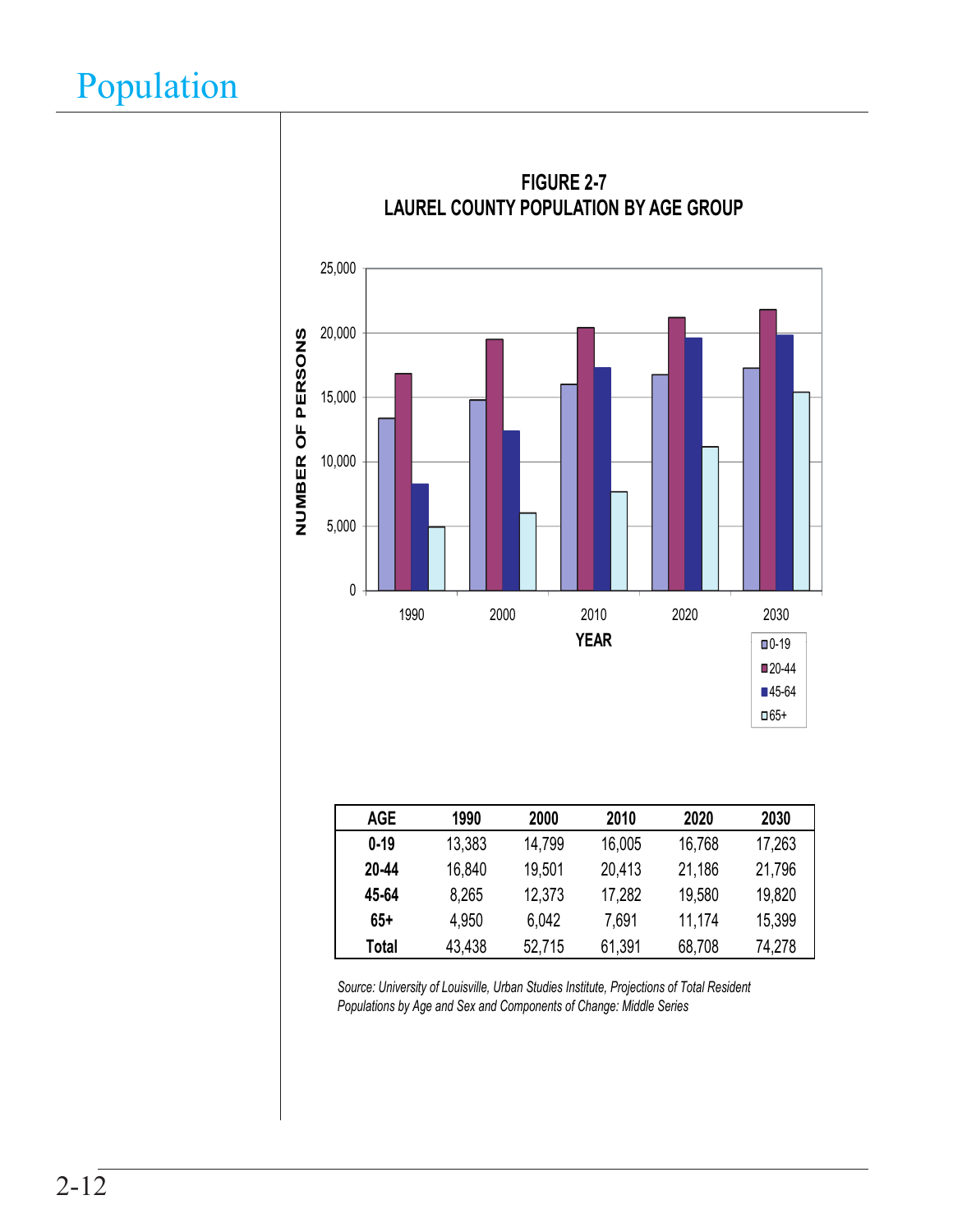# Population

**FIGURE 2-7**
**LAUREL COUNTY POPULATION BY AGE GROUP**

| AGE | 1990 | 2000 | 2010 | 2020 | 2030 |
|---|---|---|---|---|---|
| **0-19** | 13,383 | 14,799 | 16,005 | 16,768 | 17,263 |
| **20-44** | 16,840 | 19,501 | 20,413 | 21,186 | 21,796 |
| **45-64** | 8,265 | 12,373 | 17,282 | 19,580 | 19,820 |
| **65+** | 4,950 | 6,042 | 7,691 | 11,174 | 15,399 |
| **Total** | 43,438 | 52,715 | 61,391 | 68,708 | 74,278 |

*Source: University of Louisville, Urban Studies Institute, Projections of Total Resident Populations by Age and Sex and Components of Change: Middle Series*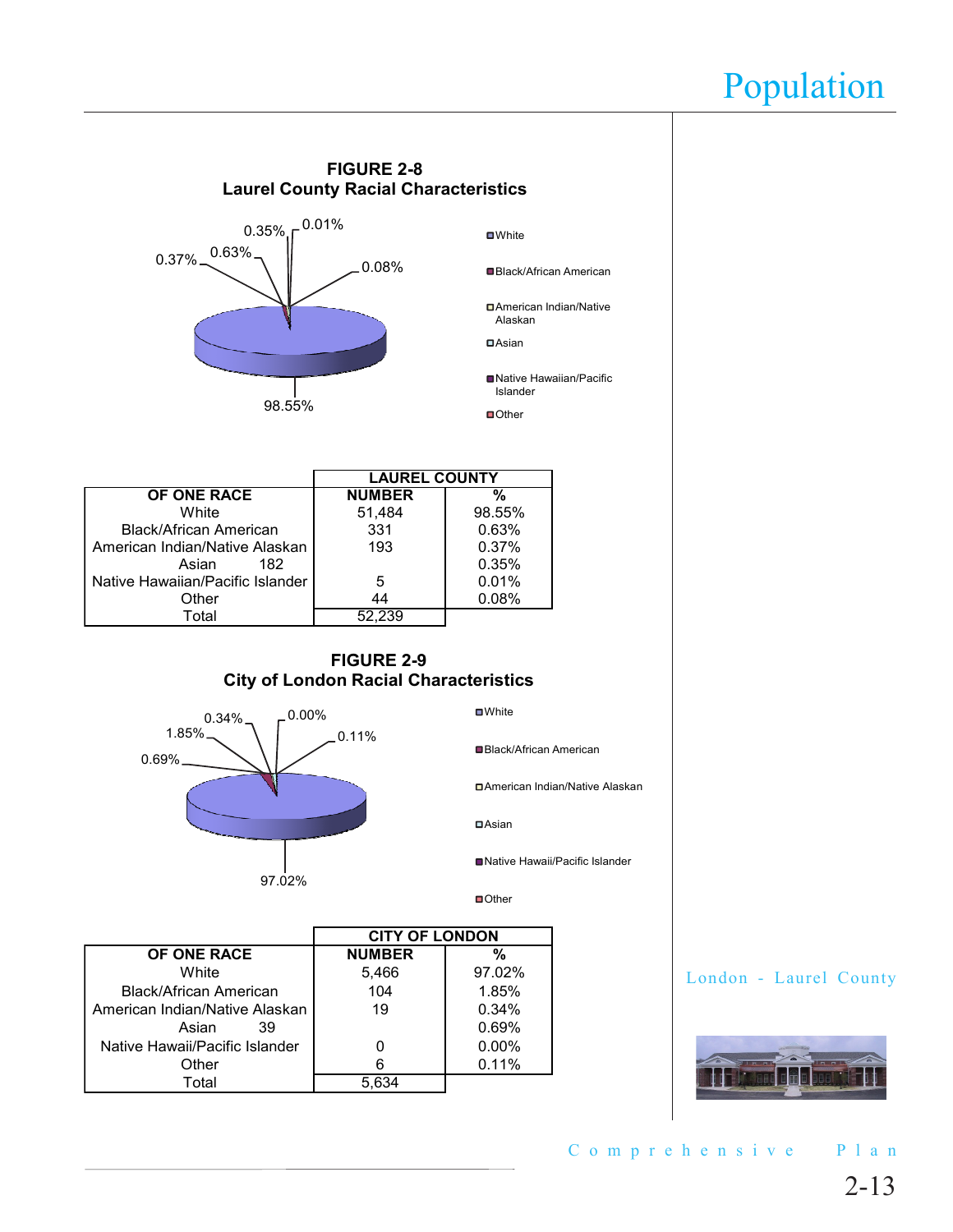**FIGURE 2-8**
**Laurel County Racial Characteristics**

- White
- Black/African American
- American Indian/Native Alaskan
- Asian
- Native Hawaiian/Pacific Islander
- Other

98.55%, 0.63%, 0.37%, 0.35%, 0.01%, 0.08%

| | LAUREL COUNTY | |
|---|---|---|
| **OF ONE RACE** | **NUMBER** | **%** |
| White | 51,484 | 98.55% |
| Black/African American | 331 | 0.63% |
| American Indian/Native Alaskan | 193 | 0.37% |
| Asian | 182 | 0.35% |
| Native Hawaiian/Pacific Islander | 5 | 0.01% |
| Other | 44 | 0.08% |
| Total | 52,239 | |

**FIGURE 2-9**
**City of London Racial Characteristics**

- White
- Black/African American
- American Indian/Native Alaskan
- Asian
- Native Hawaii/Pacific Islander
- Other

97.02%, 1.85%, 0.34%, 0.69%, 0.00%, 0.11%

| | CITY OF LONDON | |
|---|---|---|
| **OF ONE RACE** | **NUMBER** | **%** |
| White | 5,466 | 97.02% |
| Black/African American | 104 | 1.85% |
| American Indian/Native Alaskan | 19 | 0.34% |
| Asian | 39 | 0.69% |
| Native Hawaii/Pacific Islander | 0 | 0.00% |
| Other | 6 | 0.11% |
| Total | 5,634 | |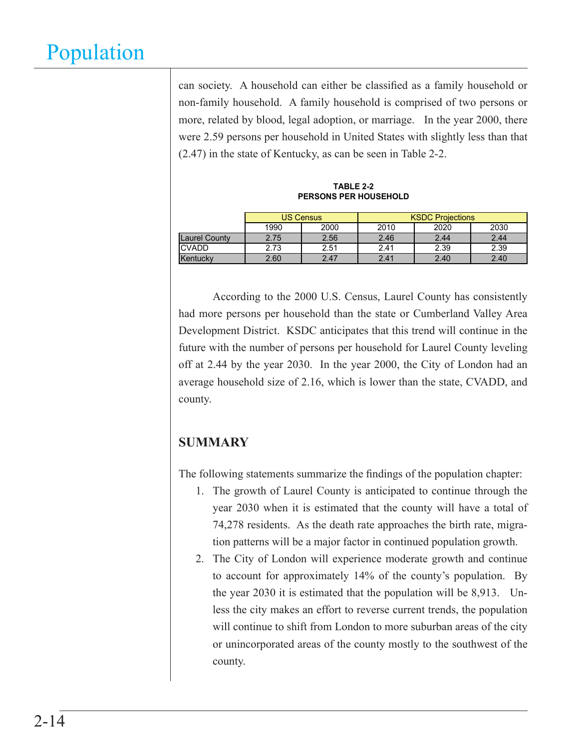can society. A household can either be classified as a family household or non-family household. A family household is comprised of two persons or more, related by blood, legal adoption, or marriage. In the year 2000, there were 2.59 persons per household in United States with slightly less than that (2.47) in the state of Kentucky, as can be seen in Table 2-2.

**TABLE 2-2**
**PERSONS PER HOUSEHOLD**

| | US Census | | KSDC Projections | | |
|---|---|---|---|---|---|
| | 1990 | 2000 | 2010 | 2020 | 2030 |
| Laurel County | 2.75 | 2.56 | 2.46 | 2.44 | 2.44 |
| CVADD | 2.73 | 2.51 | 2.41 | 2.39 | 2.39 |
| Kentucky | 2.60 | 2.47 | 2.41 | 2.40 | 2.40 |

According to the 2000 U.S. Census, Laurel County has consistently had more persons per household than the state or Cumberland Valley Area Development District. KSDC anticipates that this trend will continue in the future with the number of persons per household for Laurel County leveling off at 2.44 by the year 2030. In the year 2000, the City of London had an average household size of 2.16, which is lower than the state, CVADD, and county.

## SUMMARY

The following statements summarize the findings of the population chapter:

1. The growth of Laurel County is anticipated to continue through the year 2030 when it is estimated that the county will have a total of 74,278 residents. As the death rate approaches the birth rate, migration patterns will be a major factor in continued population growth.
2. The City of London will experience moderate growth and continue to account for approximately 14% of the county's population. By the year 2030 it is estimated that the population will be 8,913. Unless the city makes an effort to reverse current trends, the population will continue to shift from London to more suburban areas of the city or unincorporated areas of the county mostly to the southwest of the county.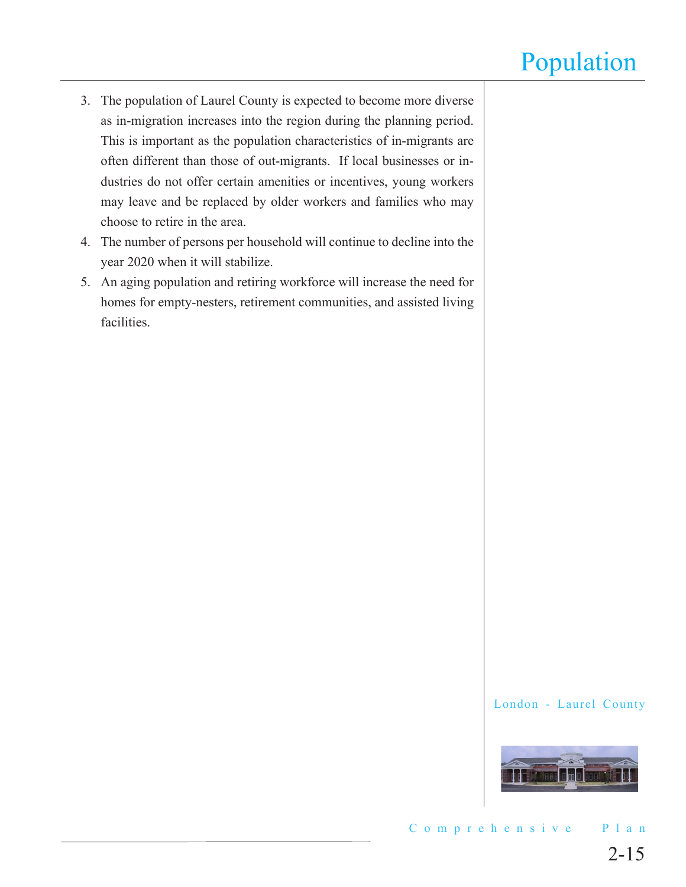3. The population of Laurel County is expected to become more diverse as in-migration increases into the region during the planning period. This is important as the population characteristics of in-migrants are often different than those of out-migrants. If local businesses or industries do not offer certain amenities or incentives, young workers may leave and be replaced by older workers and families who may choose to retire in the area.
4. The number of persons per household will continue to decline into the year 2020 when it will stabilize.
5. An aging population and retiring workforce will increase the need for homes for empty-nesters, retirement communities, and assisted living facilities.